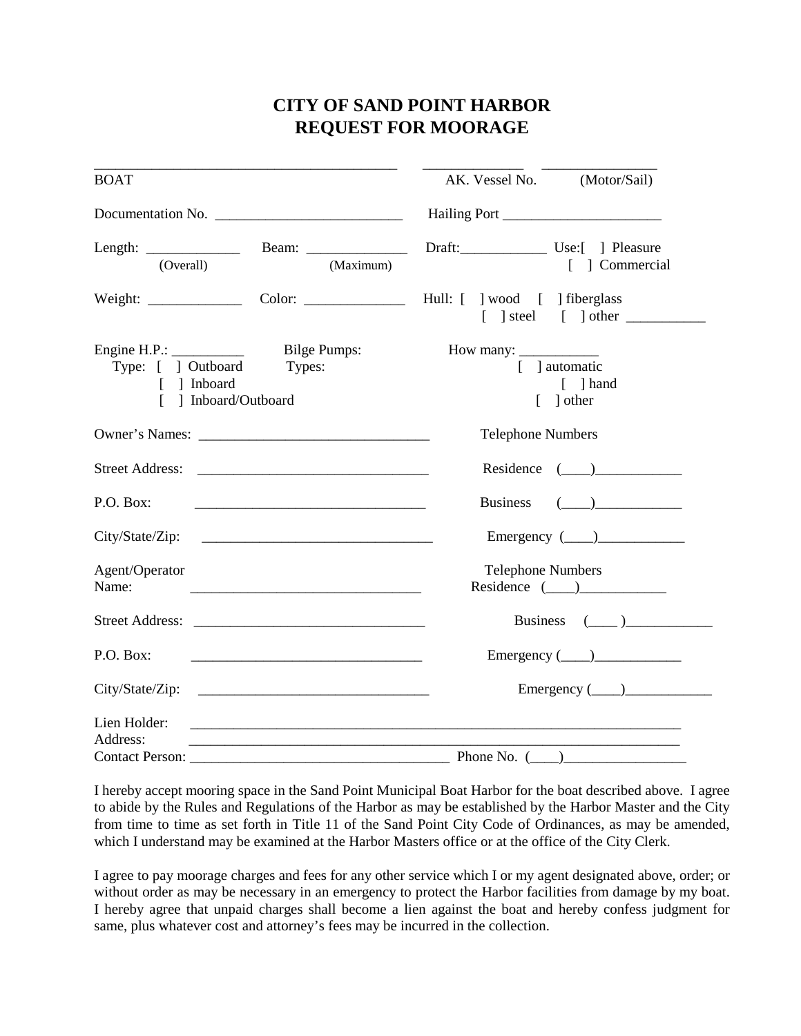# CITY OF SAND POINT HARBOR
# REQUEST FOR MOORAGE

__________________________________________ ______________ ________________
BOAT AK. Vessel No. (Motor/Sail)

Documentation No. __________________________ Hailing Port ______________________

Length: _____________ (Overall) Beam: ______________ (Maximum) Draft:____________ Use:[ ] Pleasure [ ] Commercial

Weight: _____________ Color: ______________ Hull: [ ] wood [ ] fiberglass [ ] steel [ ] other ___________

Engine H.P.: __________
Type: [ ] Outboard
[ ] Inboard
[ ] Inboard/Outboard

Bilge Pumps:
Types:

How many: ___________
[ ] automatic
[ ] hand
[ ] other

Owner's Names: ________________________________

Street Address: ________________________________

P.O. Box: ________________________________

City/State/Zip: ________________________________

Telephone Numbers
Residence (____)____________
Business (____)____________
Emergency (____)____________

Agent/Operator Name: ________________________________

Street Address: ________________________________

P.O. Box: ________________________________

City/State/Zip: ________________________________

Telephone Numbers
Residence (____)____________
Business (____ )____________
Emergency (____)____________
Emergency (____)____________

Lien Holder: ________________________________________________________________________
Address: ________________________________________________________________________
Contact Person: ____________________________________ Phone No. (____)_________________

I hereby accept mooring space in the Sand Point Municipal Boat Harbor for the boat described above. I agree to abide by the Rules and Regulations of the Harbor as may be established by the Harbor Master and the City from time to time as set forth in Title 11 of the Sand Point City Code of Ordinances, as may be amended, which I understand may be examined at the Harbor Masters office or at the office of the City Clerk.

I agree to pay moorage charges and fees for any other service which I or my agent designated above, order; or without order as may be necessary in an emergency to protect the Harbor facilities from damage by my boat. I hereby agree that unpaid charges shall become a lien against the boat and hereby confess judgment for same, plus whatever cost and attorney's fees may be incurred in the collection.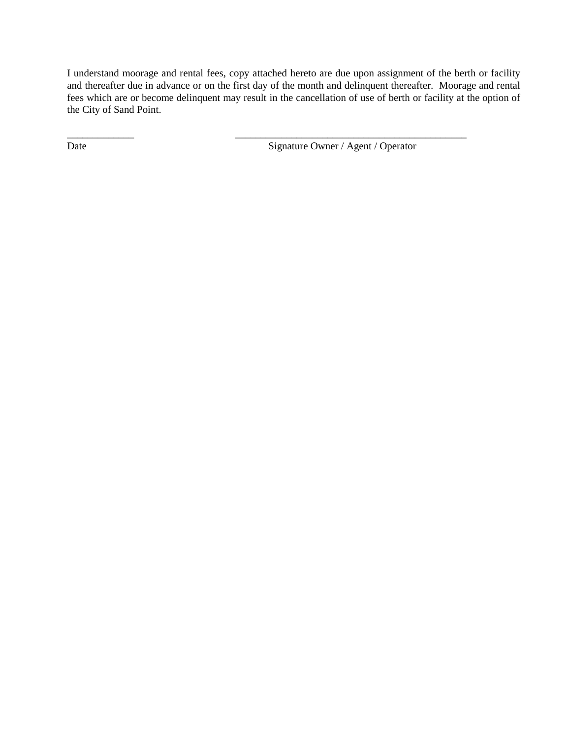I understand moorage and rental fees, copy attached hereto are due upon assignment of the berth or facility and thereafter due in advance or on the first day of the month and delinquent thereafter. Moorage and rental fees which are or become delinquent may result in the cancellation of use of berth or facility at the option of the City of Sand Point.

_____________ _______________________________________________

Date Signature Owner / Agent / Operator